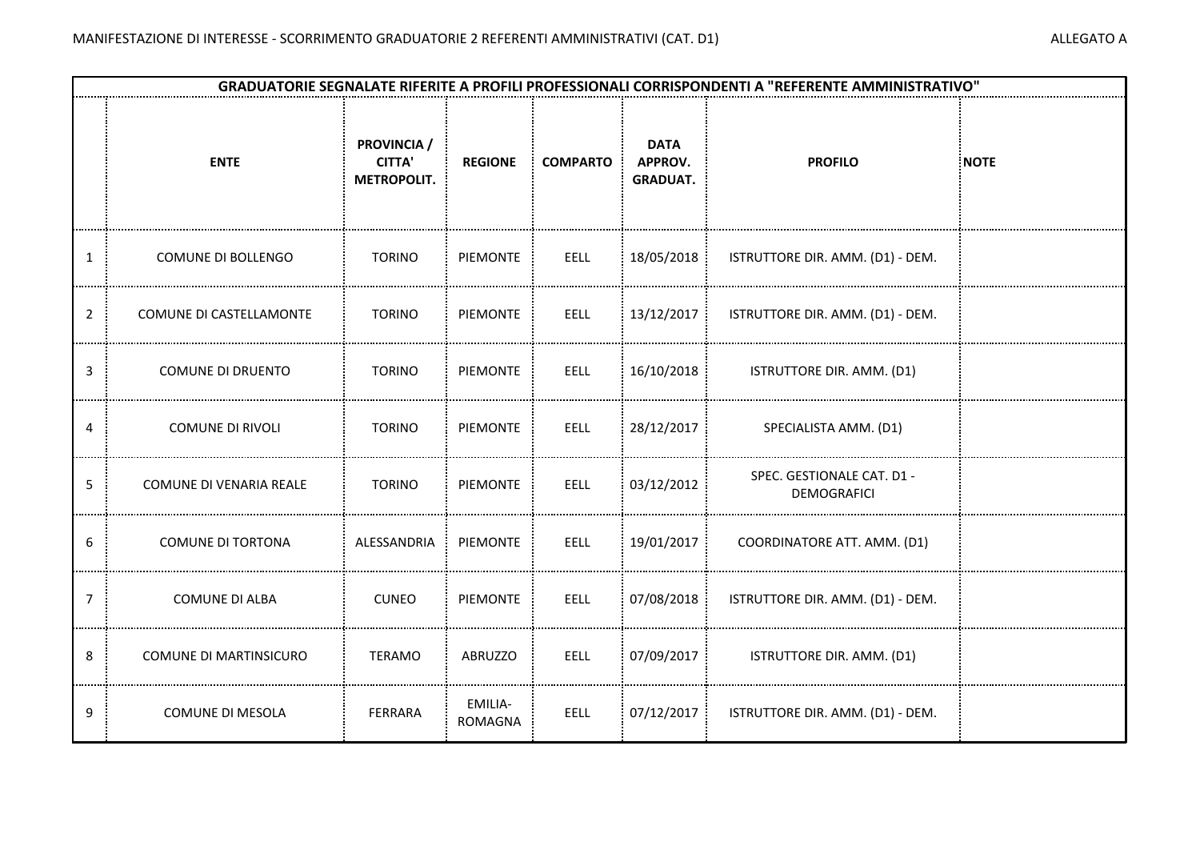MANIFESTAZIONE DI INTERESSE - SCORRIMENTO GRADUATORIE 2 REFERENTI AMMINISTRATIVI (CAT. D1)

ALLEGATO A

| GRADUATORIE SEGNALATE RIFERITE A PROFILI PROFESSIONALI CORRISPONDENTI A "REFERENTE AMMINISTRATIVO" | | | | | | | |
|---|---|---|---|---|---|---|---|
| | **ENTE** | **PROVINCIA / CITTA' METROPOLIT.** | **REGIONE** | **COMPARTO** | **DATA APPROV. GRADUAT.** | **PROFILO** | **NOTE** |
| 1 | COMUNE DI BOLLENGO | TORINO | PIEMONTE | EELL | 18/05/2018 | ISTRUTTORE DIR. AMM. (D1) - DEM. | |
| 2 | COMUNE DI CASTELLAMONTE | TORINO | PIEMONTE | EELL | 13/12/2017 | ISTRUTTORE DIR. AMM. (D1) - DEM. | |
| 3 | COMUNE DI DRUENTO | TORINO | PIEMONTE | EELL | 16/10/2018 | ISTRUTTORE DIR. AMM. (D1) | |
| 4 | COMUNE DI RIVOLI | TORINO | PIEMONTE | EELL | 28/12/2017 | SPECIALISTA AMM. (D1) | |
| 5 | COMUNE DI VENARIA REALE | TORINO | PIEMONTE | EELL | 03/12/2012 | SPEC. GESTIONALE CAT. D1 - DEMOGRAFICI | |
| 6 | COMUNE DI TORTONA | ALESSANDRIA | PIEMONTE | EELL | 19/01/2017 | COORDINATORE ATT. AMM. (D1) | |
| 7 | COMUNE DI ALBA | CUNEO | PIEMONTE | EELL | 07/08/2018 | ISTRUTTORE DIR. AMM. (D1) - DEM. | |
| 8 | COMUNE DI MARTINSICURO | TERAMO | ABRUZZO | EELL | 07/09/2017 | ISTRUTTORE DIR. AMM. (D1) | |
| 9 | COMUNE DI MESOLA | FERRARA | EMILIA-ROMAGNA | EELL | 07/12/2017 | ISTRUTTORE DIR. AMM. (D1) - DEM. | |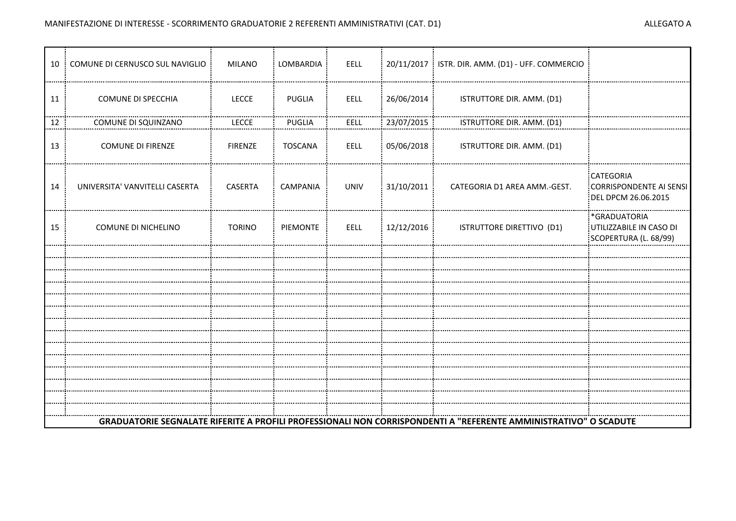MANIFESTAZIONE DI INTERESSE - SCORRIMENTO GRADUATORIE 2 REFERENTI AMMINISTRATIVI (CAT. D1)

ALLEGATO A

| | | | | | | | |
|---|---|---|---|---|---|---|---|
| 10 | COMUNE DI CERNUSCO SUL NAVIGLIO | MILANO | LOMBARDIA | EELL | 20/11/2017 | ISTR. DIR. AMM. (D1) - UFF. COMMERCIO | |
| 11 | COMUNE DI SPECCHIA | LECCE | PUGLIA | EELL | 26/06/2014 | ISTRUTTORE DIR. AMM. (D1) | |
| 12 | COMUNE DI SQUINZANO | LECCE | PUGLIA | EELL | 23/07/2015 | ISTRUTTORE DIR. AMM. (D1) | |
| 13 | COMUNE DI FIRENZE | FIRENZE | TOSCANA | EELL | 05/06/2018 | ISTRUTTORE DIR. AMM. (D1) | |
| 14 | UNIVERSITA' VANVITELLI CASERTA | CASERTA | CAMPANIA | UNIV | 31/10/2011 | CATEGORIA D1 AREA AMM.-GEST. | CATEGORIA CORRISPONDENTE AI SENSI DEL DPCM 26.06.2015 |
| 15 | COMUNE DI NICHELINO | TORINO | PIEMONTE | EELL | 12/12/2016 | ISTRUTTORE DIRETTIVO (D1) | *GRADUATORIA UTILIZZABILE IN CASO DI SCOPERTURA (L. 68/99) |
| | | | | | | | |
| | | | | | | | |
| | | | | | | | |
| | | | | | | | |
| | | | | | | | |
| | | | | | | | |
| | | | | | | | |
| | | | | | | | |
| | | | | | | | |
| | | | | | | | |
| | | | | | | | |
| | | | | | | | |
| | | | | | | | |
| | | | | | | | |

**GRADUATORIE SEGNALATE RIFERITE A PROFILI PROFESSIONALI NON CORRISPONDENTI A "REFERENTE AMMINISTRATIVO" O SCADUTE**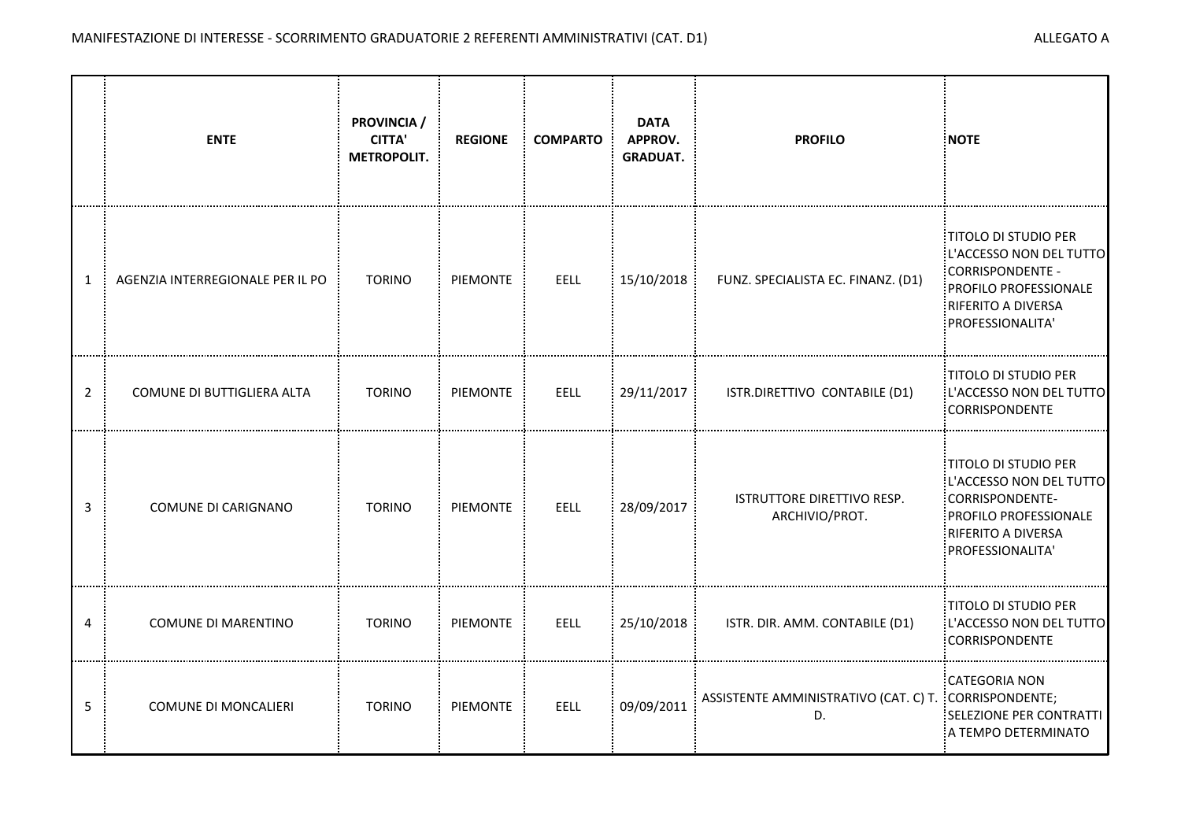MANIFESTAZIONE DI INTERESSE - SCORRIMENTO GRADUATORIE 2 REFERENTI AMMINISTRATIVI (CAT. D1)

ALLEGATO A

| | ENTE | PROVINCIA / CITTA' METROPOLIT. | REGIONE | COMPARTO | DATA APPROV. GRADUAT. | PROFILO | NOTE |
|---|---|---|---|---|---|---|---|
| 1 | AGENZIA INTERREGIONALE PER IL PO | TORINO | PIEMONTE | EELL | 15/10/2018 | FUNZ. SPECIALISTA EC. FINANZ. (D1) | TITOLO DI STUDIO PER L'ACCESSO NON DEL TUTTO CORRISPONDENTE - PROFILO PROFESSIONALE RIFERITO A DIVERSA PROFESSIONALITA' |
| 2 | COMUNE DI BUTTIGLIERA ALTA | TORINO | PIEMONTE | EELL | 29/11/2017 | ISTR.DIRETTIVO CONTABILE (D1) | TITOLO DI STUDIO PER L'ACCESSO NON DEL TUTTO CORRISPONDENTE |
| 3 | COMUNE DI CARIGNANO | TORINO | PIEMONTE | EELL | 28/09/2017 | ISTRUTTORE DIRETTIVO RESP. ARCHIVIO/PROT. | TITOLO DI STUDIO PER L'ACCESSO NON DEL TUTTO CORRISPONDENTE- PROFILO PROFESSIONALE RIFERITO A DIVERSA PROFESSIONALITA' |
| 4 | COMUNE DI MARENTINO | TORINO | PIEMONTE | EELL | 25/10/2018 | ISTR. DIR. AMM. CONTABILE (D1) | TITOLO DI STUDIO PER L'ACCESSO NON DEL TUTTO CORRISPONDENTE |
| 5 | COMUNE DI MONCALIERI | TORINO | PIEMONTE | EELL | 09/09/2011 | ASSISTENTE AMMINISTRATIVO (CAT. C) T. D. | CATEGORIA NON CORRISPONDENTE; SELEZIONE PER CONTRATTI A TEMPO DETERMINATO |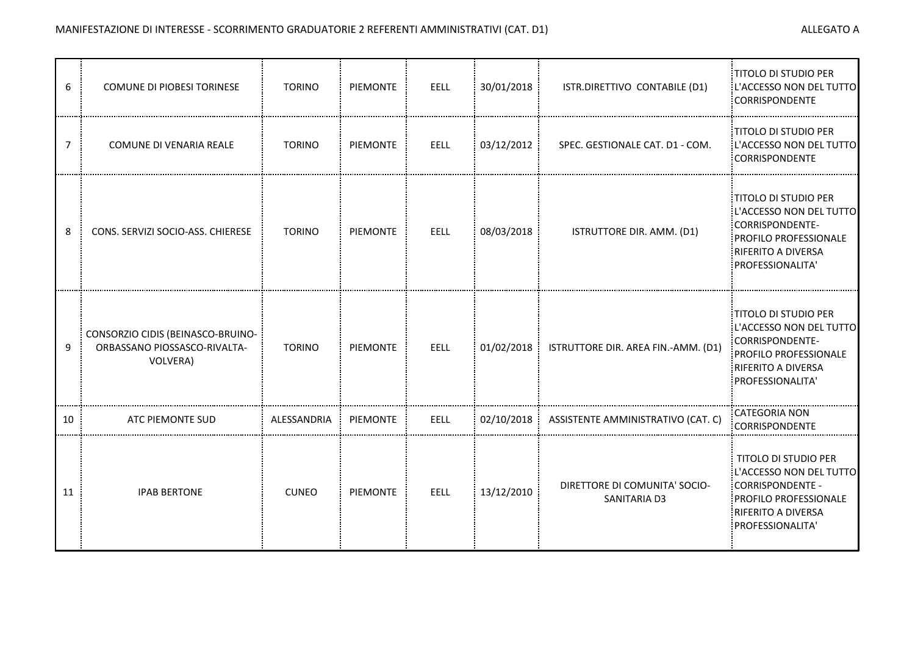MANIFESTAZIONE DI INTERESSE - SCORRIMENTO GRADUATORIE 2 REFERENTI AMMINISTRATIVI (CAT. D1)

ALLEGATO A

| | | | | | | | |
|---|---|---|---|---|---|---|---|
| 6 | COMUNE DI PIOBESI TORINESE | TORINO | PIEMONTE | EELL | 30/01/2018 | ISTR.DIRETTIVO CONTABILE (D1) | TITOLO DI STUDIO PER L'ACCESSO NON DEL TUTTO CORRISPONDENTE |
| 7 | COMUNE DI VENARIA REALE | TORINO | PIEMONTE | EELL | 03/12/2012 | SPEC. GESTIONALE CAT. D1 - COM. | TITOLO DI STUDIO PER L'ACCESSO NON DEL TUTTO CORRISPONDENTE |
| 8 | CONS. SERVIZI SOCIO-ASS. CHIERESE | TORINO | PIEMONTE | EELL | 08/03/2018 | ISTRUTTORE DIR. AMM. (D1) | TITOLO DI STUDIO PER L'ACCESSO NON DEL TUTTO CORRISPONDENTE-PROFILO PROFESSIONALE RIFERITO A DIVERSA PROFESSIONALITA' |
| 9 | CONSORZIO CIDIS (BEINASCO-BRUINO-ORBASSANO PIOSSASCO-RIVALTA-VOLVERA) | TORINO | PIEMONTE | EELL | 01/02/2018 | ISTRUTTORE DIR. AREA FIN.-AMM. (D1) | TITOLO DI STUDIO PER L'ACCESSO NON DEL TUTTO CORRISPONDENTE-PROFILO PROFESSIONALE RIFERITO A DIVERSA PROFESSIONALITA' |
| 10 | ATC PIEMONTE SUD | ALESSANDRIA | PIEMONTE | EELL | 02/10/2018 | ASSISTENTE AMMINISTRATIVO (CAT. C) | CATEGORIA NON CORRISPONDENTE |
| 11 | IPAB BERTONE | CUNEO | PIEMONTE | EELL | 13/12/2010 | DIRETTORE DI COMUNITA' SOCIO-SANITARIA D3 | TITOLO DI STUDIO PER L'ACCESSO NON DEL TUTTO CORRISPONDENTE - PROFILO PROFESSIONALE RIFERITO A DIVERSA PROFESSIONALITA' |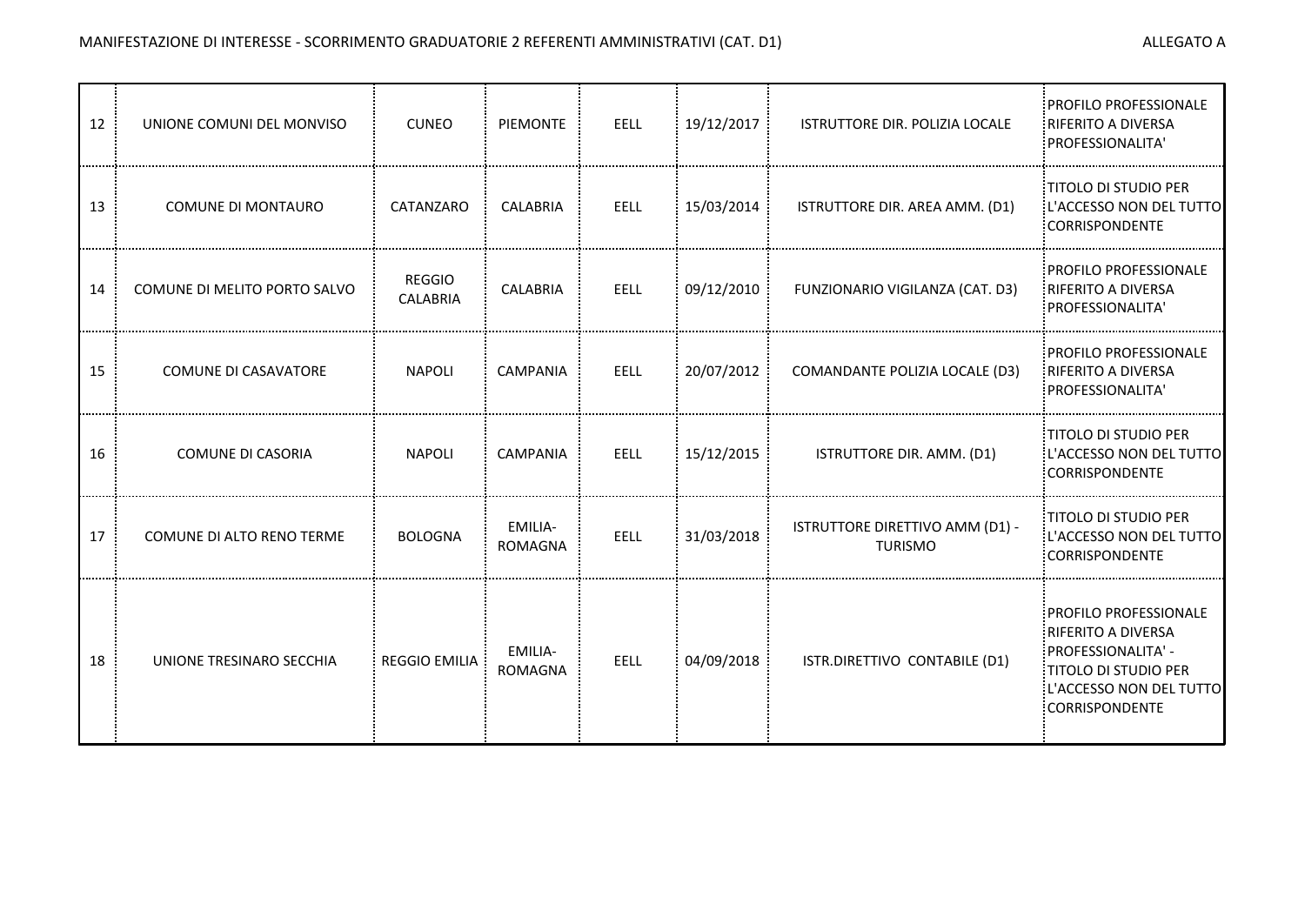MANIFESTAZIONE DI INTERESSE - SCORRIMENTO GRADUATORIE 2 REFERENTI AMMINISTRATIVI (CAT. D1)

ALLEGATO A

| | | | | | | | |
|---|---|---|---|---|---|---|---|
| 12 | UNIONE COMUNI DEL MONVISO | CUNEO | PIEMONTE | EELL | 19/12/2017 | ISTRUTTORE DIR. POLIZIA LOCALE | PROFILO PROFESSIONALE RIFERITO A DIVERSA PROFESSIONALITA' |
| 13 | COMUNE DI MONTAURO | CATANZARO | CALABRIA | EELL | 15/03/2014 | ISTRUTTORE DIR. AREA AMM. (D1) | TITOLO DI STUDIO PER L'ACCESSO NON DEL TUTTO CORRISPONDENTE |
| 14 | COMUNE DI MELITO PORTO SALVO | REGGIO CALABRIA | CALABRIA | EELL | 09/12/2010 | FUNZIONARIO VIGILANZA (CAT. D3) | PROFILO PROFESSIONALE RIFERITO A DIVERSA PROFESSIONALITA' |
| 15 | COMUNE DI CASAVATORE | NAPOLI | CAMPANIA | EELL | 20/07/2012 | COMANDANTE POLIZIA LOCALE (D3) | PROFILO PROFESSIONALE RIFERITO A DIVERSA PROFESSIONALITA' |
| 16 | COMUNE DI CASORIA | NAPOLI | CAMPANIA | EELL | 15/12/2015 | ISTRUTTORE DIR. AMM. (D1) | TITOLO DI STUDIO PER L'ACCESSO NON DEL TUTTO CORRISPONDENTE |
| 17 | COMUNE DI ALTO RENO TERME | BOLOGNA | EMILIA-ROMAGNA | EELL | 31/03/2018 | ISTRUTTORE DIRETTIVO AMM (D1) - TURISMO | TITOLO DI STUDIO PER L'ACCESSO NON DEL TUTTO CORRISPONDENTE |
| 18 | UNIONE TRESINARO SECCHIA | REGGIO EMILIA | EMILIA-ROMAGNA | EELL | 04/09/2018 | ISTR.DIRETTIVO CONTABILE (D1) | PROFILO PROFESSIONALE RIFERITO A DIVERSA PROFESSIONALITA' - TITOLO DI STUDIO PER L'ACCESSO NON DEL TUTTO CORRISPONDENTE |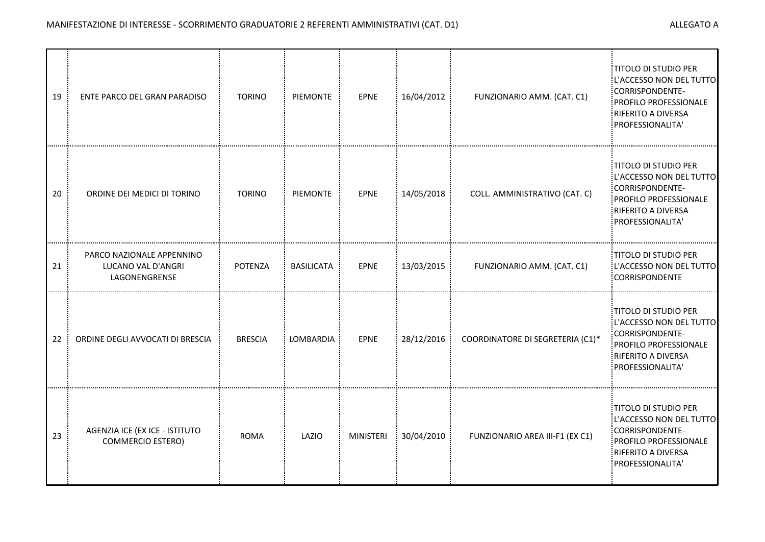MANIFESTAZIONE DI INTERESSE - SCORRIMENTO GRADUATORIE 2 REFERENTI AMMINISTRATIVI (CAT. D1)

ALLEGATO A

| | | | | | | | |
|---|---|---|---|---|---|---|---|
| 19 | ENTE PARCO DEL GRAN PARADISO | TORINO | PIEMONTE | EPNE | 16/04/2012 | FUNZIONARIO AMM. (CAT. C1) | TITOLO DI STUDIO PER L'ACCESSO NON DEL TUTTO CORRISPONDENTE- PROFILO PROFESSIONALE RIFERITO A DIVERSA PROFESSIONALITA' |
| 20 | ORDINE DEI MEDICI DI TORINO | TORINO | PIEMONTE | EPNE | 14/05/2018 | COLL. AMMINISTRATIVO (CAT. C) | TITOLO DI STUDIO PER L'ACCESSO NON DEL TUTTO CORRISPONDENTE- PROFILO PROFESSIONALE RIFERITO A DIVERSA PROFESSIONALITA' |
| 21 | PARCO NAZIONALE APPENNINO LUCANO VAL D'ANGRI LAGONENGRENSE | POTENZA | BASILICATA | EPNE | 13/03/2015 | FUNZIONARIO AMM. (CAT. C1) | TITOLO DI STUDIO PER L'ACCESSO NON DEL TUTTO CORRISPONDENTE |
| 22 | ORDINE DEGLI AVVOCATI DI BRESCIA | BRESCIA | LOMBARDIA | EPNE | 28/12/2016 | COORDINATORE DI SEGRETERIA (C1)* | TITOLO DI STUDIO PER L'ACCESSO NON DEL TUTTO CORRISPONDENTE- PROFILO PROFESSIONALE RIFERITO A DIVERSA PROFESSIONALITA' |
| 23 | AGENZIA ICE (EX ICE - ISTITUTO COMMERCIO ESTERO) | ROMA | LAZIO | MINISTERI | 30/04/2010 | FUNZIONARIO AREA III-F1 (EX C1) | TITOLO DI STUDIO PER L'ACCESSO NON DEL TUTTO CORRISPONDENTE- PROFILO PROFESSIONALE RIFERITO A DIVERSA PROFESSIONALITA' |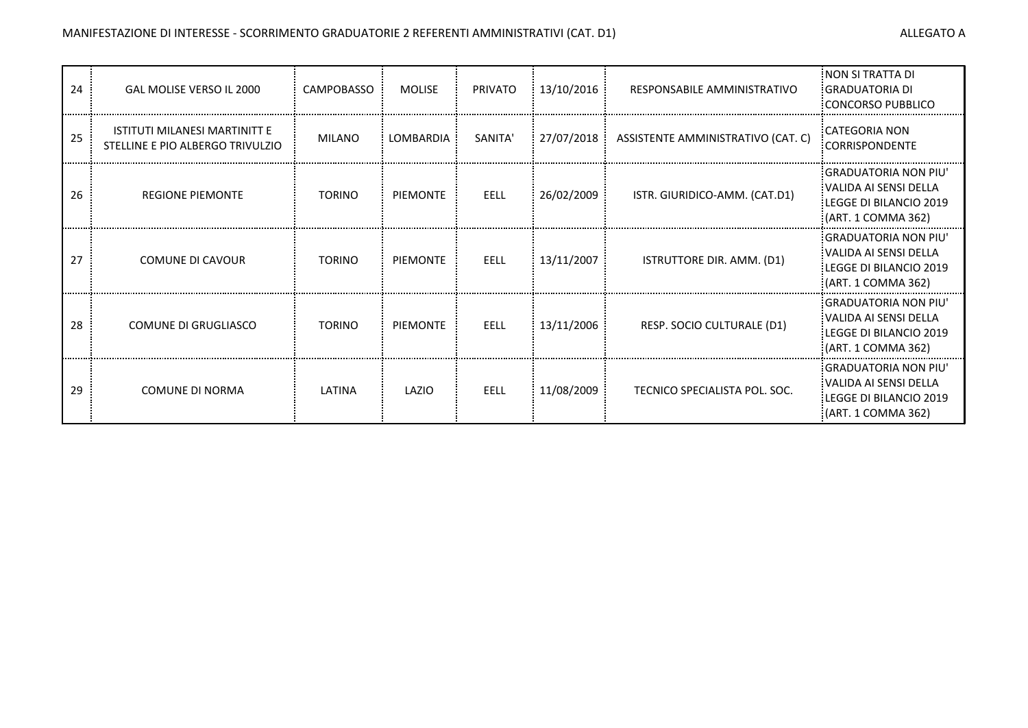| | | | | | | | |
|---|---|---|---|---|---|---|---|
| 24 | GAL MOLISE VERSO IL 2000 | CAMPOBASSO | MOLISE | PRIVATO | 13/10/2016 | RESPONSABILE AMMINISTRATIVO | NON SI TRATTA DI GRADUATORIA DI CONCORSO PUBBLICO |
| 25 | ISTITUTI MILANESI MARTINITT E STELLINE E PIO ALBERGO TRIVULZIO | MILANO | LOMBARDIA | SANITA' | 27/07/2018 | ASSISTENTE AMMINISTRATIVO (CAT. C) | CATEGORIA NON CORRISPONDENTE |
| 26 | REGIONE PIEMONTE | TORINO | PIEMONTE | EELL | 26/02/2009 | ISTR. GIURIDICO-AMM. (CAT.D1) | GRADUATORIA NON PIU' VALIDA AI SENSI DELLA LEGGE DI BILANCIO 2019 (ART. 1 COMMA 362) |
| 27 | COMUNE DI CAVOUR | TORINO | PIEMONTE | EELL | 13/11/2007 | ISTRUTTORE DIR. AMM. (D1) | GRADUATORIA NON PIU' VALIDA AI SENSI DELLA LEGGE DI BILANCIO 2019 (ART. 1 COMMA 362) |
| 28 | COMUNE DI GRUGLIASCO | TORINO | PIEMONTE | EELL | 13/11/2006 | RESP. SOCIO CULTURALE (D1) | GRADUATORIA NON PIU' VALIDA AI SENSI DELLA LEGGE DI BILANCIO 2019 (ART. 1 COMMA 362) |
| 29 | COMUNE DI NORMA | LATINA | LAZIO | EELL | 11/08/2009 | TECNICO SPECIALISTA POL. SOC. | GRADUATORIA NON PIU' VALIDA AI SENSI DELLA LEGGE DI BILANCIO 2019 (ART. 1 COMMA 362) |